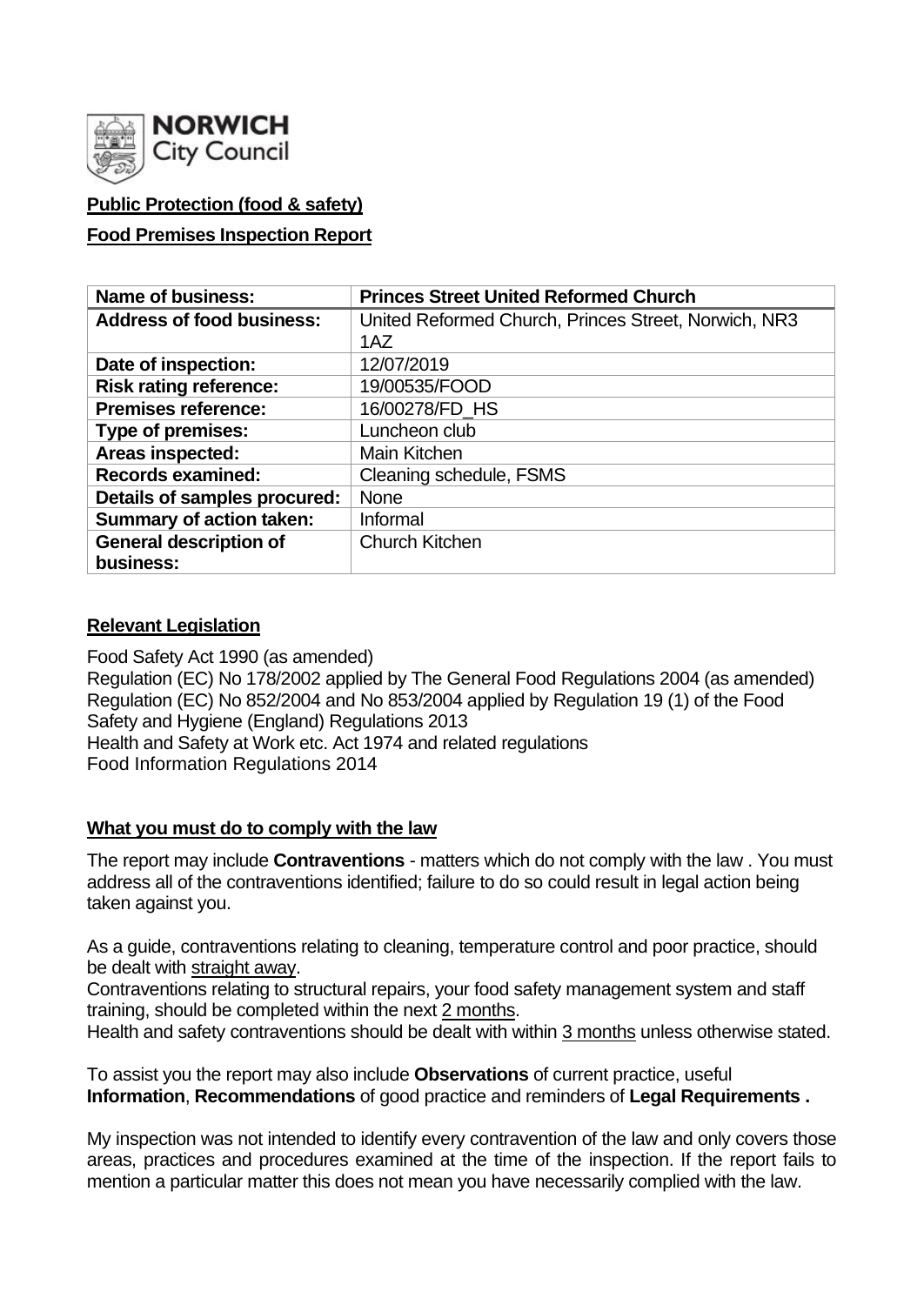**NORWICH City Council**

**Public Protection (food & safety)**

**Food Premises Inspection Report**

| **Name of business:** | **Princes Street United Reformed Church** |
| --- | --- |
| **Address of food business:** | United Reformed Church, Princes Street, Norwich, NR3 1AZ |
| **Date of inspection:** | 12/07/2019 |
| **Risk rating reference:** | 19/00535/FOOD |
| **Premises reference:** | 16/00278/FD_HS |
| **Type of premises:** | Luncheon club |
| **Areas inspected:** | Main Kitchen |
| **Records examined:** | Cleaning schedule, FSMS |
| **Details of samples procured:** | None |
| **Summary of action taken:** | Informal |
| **General description of business:** | Church Kitchen |

**Relevant Legislation**

Food Safety Act 1990 (as amended)
Regulation (EC) No 178/2002 applied by The General Food Regulations 2004 (as amended)
Regulation (EC) No 852/2004 and No 853/2004 applied by Regulation 19 (1) of the Food Safety and Hygiene (England) Regulations 2013
Health and Safety at Work etc. Act 1974 and related regulations
Food Information Regulations 2014

**What you must do to comply with the law**

The report may include **Contraventions** - matters which do not comply with the law . You must address all of the contraventions identified; failure to do so could result in legal action being taken against you.

As a guide, contraventions relating to cleaning, temperature control and poor practice, should be dealt with straight away.
Contraventions relating to structural repairs, your food safety management system and staff training, should be completed within the next 2 months.
Health and safety contraventions should be dealt with within 3 months unless otherwise stated.

To assist you the report may also include **Observations** of current practice, useful **Information**, **Recommendations** of good practice and reminders of **Legal Requirements .**

My inspection was not intended to identify every contravention of the law and only covers those areas, practices and procedures examined at the time of the inspection. If the report fails to mention a particular matter this does not mean you have necessarily complied with the law.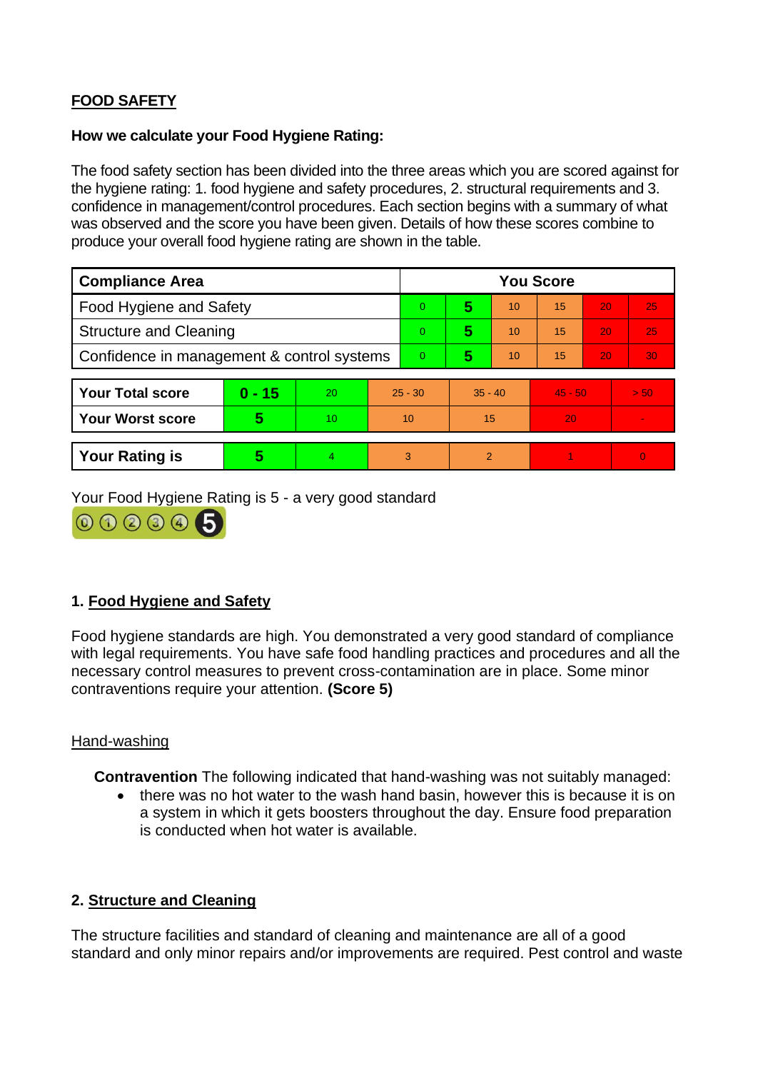**FOOD SAFETY**

**How we calculate your Food Hygiene Rating:**

The food safety section has been divided into the three areas which you are scored against for the hygiene rating: 1. food hygiene and safety procedures, 2. structural requirements and 3. confidence in management/control procedures. Each section begins with a summary of what was observed and the score you have been given. Details of how these scores combine to produce your overall food hygiene rating are shown in the table.

| Compliance Area | You Score | | | | | |
|---|---|---|---|---|---|---|
| Food Hygiene and Safety | 0 | **5** | 10 | 15 | 20 | 25 |
| Structure and Cleaning | 0 | **5** | 10 | 15 | 20 | 25 |
| Confidence in management & control systems | 0 | **5** | 10 | 15 | 20 | 30 |

| | | | | | | |
|---|---|---|---|---|---|---|
| **Your Total score** | **0 - 15** | 20 | 25 - 30 | 35 - 40 | 45 - 50 | > 50 |
| **Your Worst score** | **5** | 10 | 10 | 15 | 20 | - |
| **Your Rating is** | **5** | 4 | 3 | 2 | 1 | 0 |

Your Food Hygiene Rating is 5 - a very good standard

## 1. Food Hygiene and Safety

Food hygiene standards are high. You demonstrated a very good standard of compliance with legal requirements. You have safe food handling practices and procedures and all the necessary control measures to prevent cross-contamination are in place. Some minor contraventions require your attention. **(Score 5)**

### Hand-washing

**Contravention** The following indicated that hand-washing was not suitably managed:

- there was no hot water to the wash hand basin, however this is because it is on a system in which it gets boosters throughout the day. Ensure food preparation is conducted when hot water is available.

## 2. Structure and Cleaning

The structure facilities and standard of cleaning and maintenance are all of a good standard and only minor repairs and/or improvements are required. Pest control and waste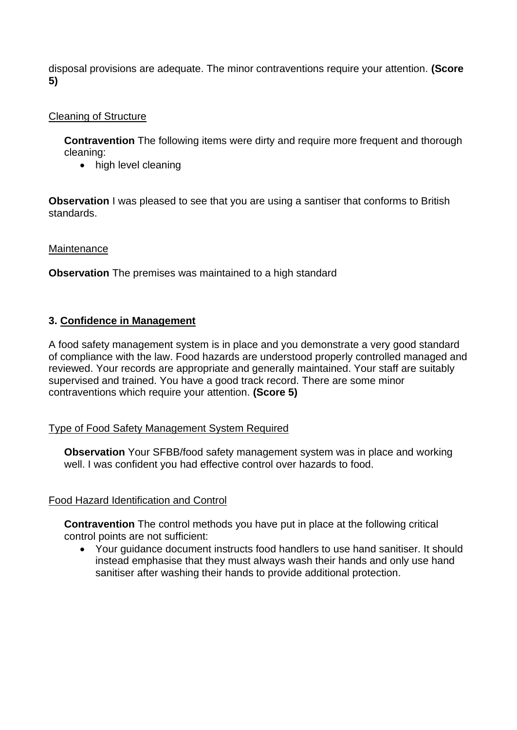disposal provisions are adequate. The minor contraventions require your attention. **(Score 5)**

Cleaning of Structure

**Contravention** The following items were dirty and require more frequent and thorough cleaning:

- high level cleaning

**Observation** I was pleased to see that you are using a santiser that conforms to British standards.

Maintenance

**Observation** The premises was maintained to a high standard

### 3. Confidence in Management

A food safety management system is in place and you demonstrate a very good standard of compliance with the law. Food hazards are understood properly controlled managed and reviewed. Your records are appropriate and generally maintained. Your staff are suitably supervised and trained. You have a good track record. There are some minor contraventions which require your attention. **(Score 5)**

Type of Food Safety Management System Required

**Observation** Your SFBB/food safety management system was in place and working well. I was confident you had effective control over hazards to food.

Food Hazard Identification and Control

**Contravention** The control methods you have put in place at the following critical control points are not sufficient:

- Your guidance document instructs food handlers to use hand sanitiser. It should instead emphasise that they must always wash their hands and only use hand sanitiser after washing their hands to provide additional protection.